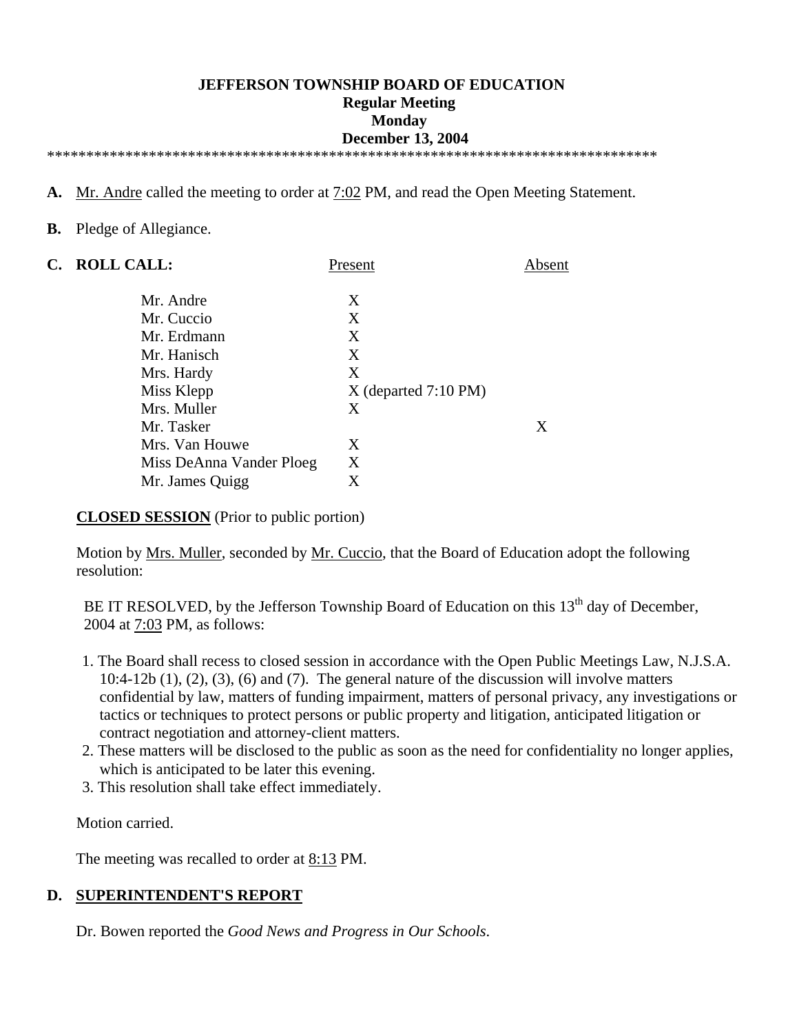**JEFFERSON TOWNSHIP BOARD OF EDUCATION**
**Regular Meeting**
**Monday**
**December 13, 2004**

*******************************************************************************

**A.** Mr. Andre called the meeting to order at 7:02 PM, and read the Open Meeting Statement.

**B.** Pledge of Allegiance.

**C. ROLL CALL:**

| | Present | Absent |
|---|---|---|
| Mr. Andre | X | |
| Mr. Cuccio | X | |
| Mr. Erdmann | X | |
| Mr. Hanisch | X | |
| Mrs. Hardy | X | |
| Miss Klepp | X (departed 7:10 PM) | |
| Mrs. Muller | X | |
| Mr. Tasker | | X |
| Mrs. Van Houwe | X | |
| Miss DeAnna Vander Ploeg | X | |
| Mr. James Quigg | X | |

**CLOSED SESSION** (Prior to public portion)

Motion by Mrs. Muller, seconded by Mr. Cuccio, that the Board of Education adopt the following resolution:

BE IT RESOLVED, by the Jefferson Township Board of Education on this 13th day of December, 2004 at 7:03 PM, as follows:

1. The Board shall recess to closed session in accordance with the Open Public Meetings Law, N.J.S.A. 10:4-12b (1), (2), (3), (6) and (7). The general nature of the discussion will involve matters confidential by law, matters of funding impairment, matters of personal privacy, any investigations or tactics or techniques to protect persons or public property and litigation, anticipated litigation or contract negotiation and attorney-client matters.
2. These matters will be disclosed to the public as soon as the need for confidentiality no longer applies, which is anticipated to be later this evening.
3. This resolution shall take effect immediately.

Motion carried.

The meeting was recalled to order at 8:13 PM.

**D. SUPERINTENDENT'S REPORT**

Dr. Bowen reported the *Good News and Progress in Our Schools*.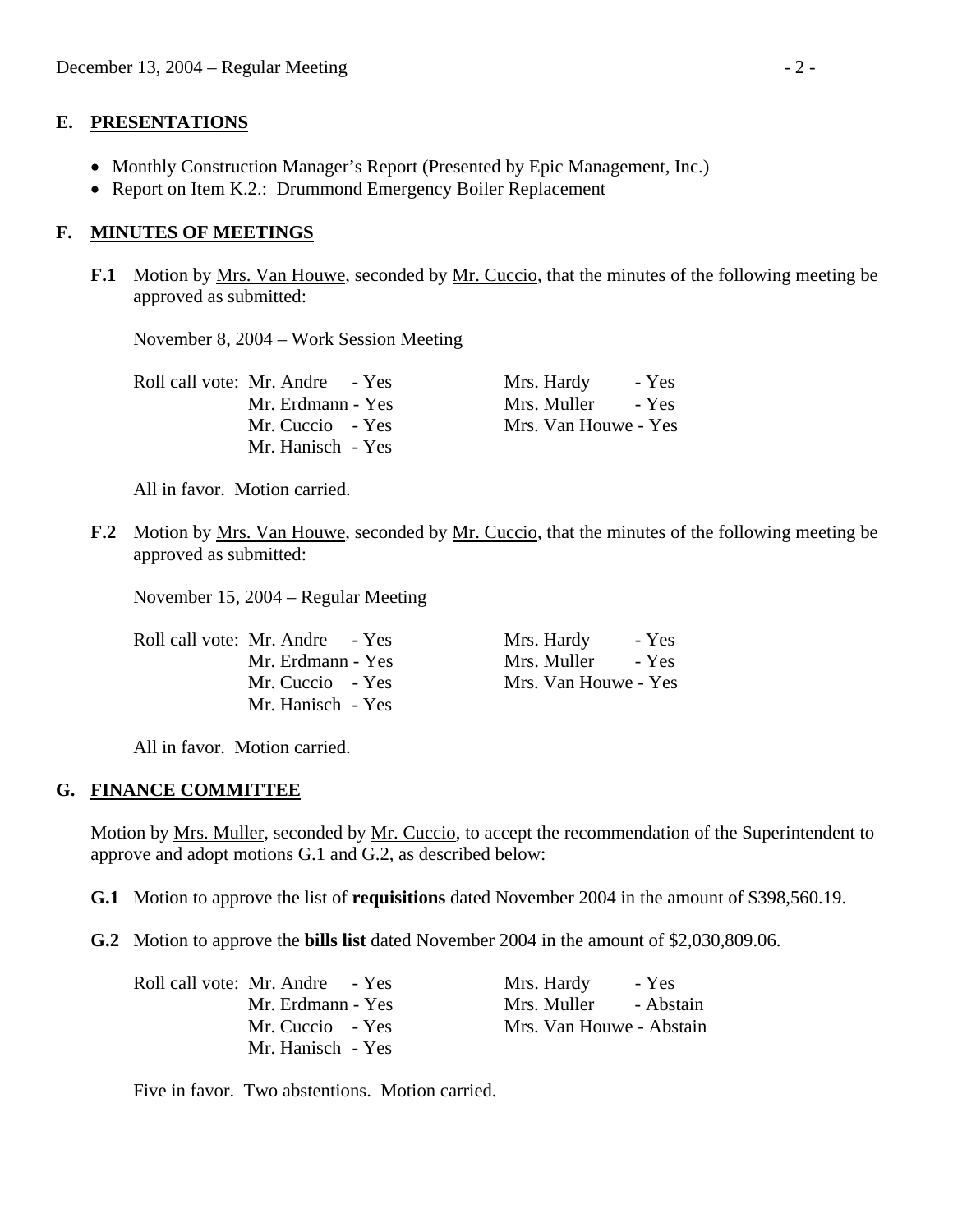## E. PRESENTATIONS

- Monthly Construction Manager's Report (Presented by Epic Management, Inc.)
- Report on Item K.2.: Drummond Emergency Boiler Replacement

## F. MINUTES OF MEETINGS

**F.1** Motion by Mrs. Van Houwe, seconded by Mr. Cuccio, that the minutes of the following meeting be approved as submitted:

November 8, 2004 – Work Session Meeting

| Roll call vote: | | |
|---|---|---|
| | Mr. Andre - Yes | Mrs. Hardy - Yes |
| | Mr. Erdmann - Yes | Mrs. Muller - Yes |
| | Mr. Cuccio - Yes | Mrs. Van Houwe - Yes |
| | Mr. Hanisch - Yes | |

All in favor. Motion carried.

**F.2** Motion by Mrs. Van Houwe, seconded by Mr. Cuccio, that the minutes of the following meeting be approved as submitted:

November 15, 2004 – Regular Meeting

| Roll call vote: | | |
|---|---|---|
| | Mr. Andre - Yes | Mrs. Hardy - Yes |
| | Mr. Erdmann - Yes | Mrs. Muller - Yes |
| | Mr. Cuccio - Yes | Mrs. Van Houwe - Yes |
| | Mr. Hanisch - Yes | |

All in favor. Motion carried.

## G. FINANCE COMMITTEE

Motion by Mrs. Muller, seconded by Mr. Cuccio, to accept the recommendation of the Superintendent to approve and adopt motions G.1 and G.2, as described below:

**G.1** Motion to approve the list of **requisitions** dated November 2004 in the amount of $398,560.19.

**G.2** Motion to approve the **bills list** dated November 2004 in the amount of $2,030,809.06.

| Roll call vote: | | |
|---|---|---|
| | Mr. Andre - Yes | Mrs. Hardy - Yes |
| | Mr. Erdmann - Yes | Mrs. Muller - Abstain |
| | Mr. Cuccio - Yes | Mrs. Van Houwe - Abstain |
| | Mr. Hanisch - Yes | |

Five in favor. Two abstentions. Motion carried.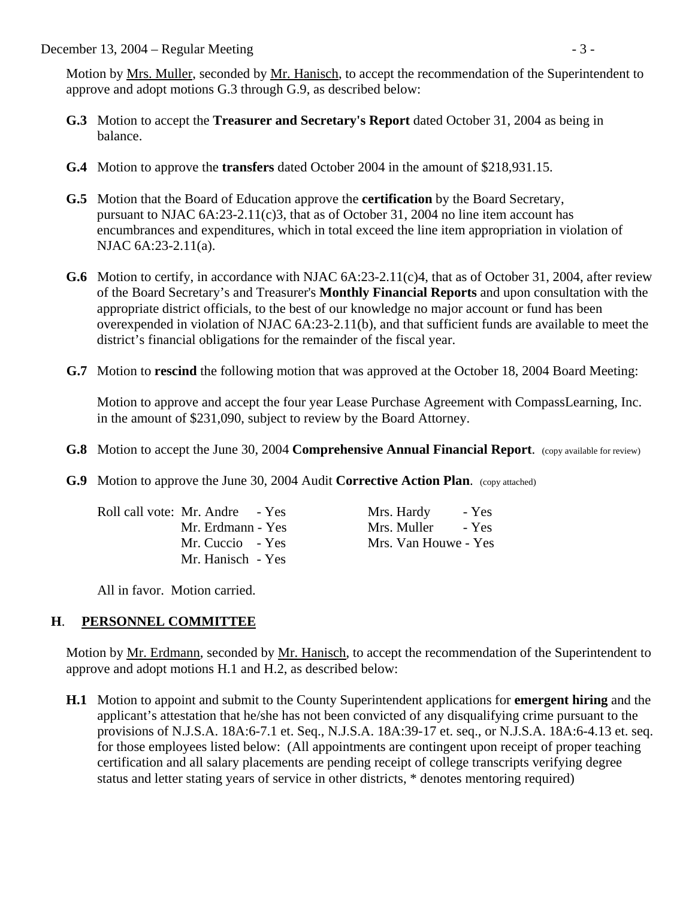Motion by Mrs. Muller, seconded by Mr. Hanisch, to accept the recommendation of the Superintendent to approve and adopt motions G.3 through G.9, as described below:

**G.3** Motion to accept the **Treasurer and Secretary's Report** dated October 31, 2004 as being in balance.

**G.4** Motion to approve the **transfers** dated October 2004 in the amount of $218,931.15.

**G.5** Motion that the Board of Education approve the **certification** by the Board Secretary, pursuant to NJAC 6A:23-2.11(c)3, that as of October 31, 2004 no line item account has encumbrances and expenditures, which in total exceed the line item appropriation in violation of NJAC 6A:23-2.11(a).

**G.6** Motion to certify, in accordance with NJAC 6A:23-2.11(c)4, that as of October 31, 2004, after review of the Board Secretary's and Treasurer's **Monthly Financial Reports** and upon consultation with the appropriate district officials, to the best of our knowledge no major account or fund has been overexpended in violation of NJAC 6A:23-2.11(b), and that sufficient funds are available to meet the district's financial obligations for the remainder of the fiscal year.

**G.7** Motion to **rescind** the following motion that was approved at the October 18, 2004 Board Meeting:

Motion to approve and accept the four year Lease Purchase Agreement with CompassLearning, Inc. in the amount of $231,090, subject to review by the Board Attorney.

**G.8** Motion to accept the June 30, 2004 **Comprehensive Annual Financial Report**. (copy available for review)

**G.9** Motion to approve the June 30, 2004 Audit **Corrective Action Plan**. (copy attached)

Roll call vote:
- Mr. Andre - Yes
- Mr. Erdmann - Yes
- Mr. Cuccio - Yes
- Mr. Hanisch - Yes
- Mrs. Hardy - Yes
- Mrs. Muller - Yes
- Mrs. Van Houwe - Yes

All in favor. Motion carried.

## H. PERSONNEL COMMITTEE

Motion by Mr. Erdmann, seconded by Mr. Hanisch, to accept the recommendation of the Superintendent to approve and adopt motions H.1 and H.2, as described below:

**H.1** Motion to appoint and submit to the County Superintendent applications for **emergent hiring** and the applicant's attestation that he/she has not been convicted of any disqualifying crime pursuant to the provisions of N.J.S.A. 18A:6-7.1 et. Seq., N.J.S.A. 18A:39-17 et. seq., or N.J.S.A. 18A:6-4.13 et. seq. for those employees listed below: (All appointments are contingent upon receipt of proper teaching certification and all salary placements are pending receipt of college transcripts verifying degree status and letter stating years of service in other districts, * denotes mentoring required)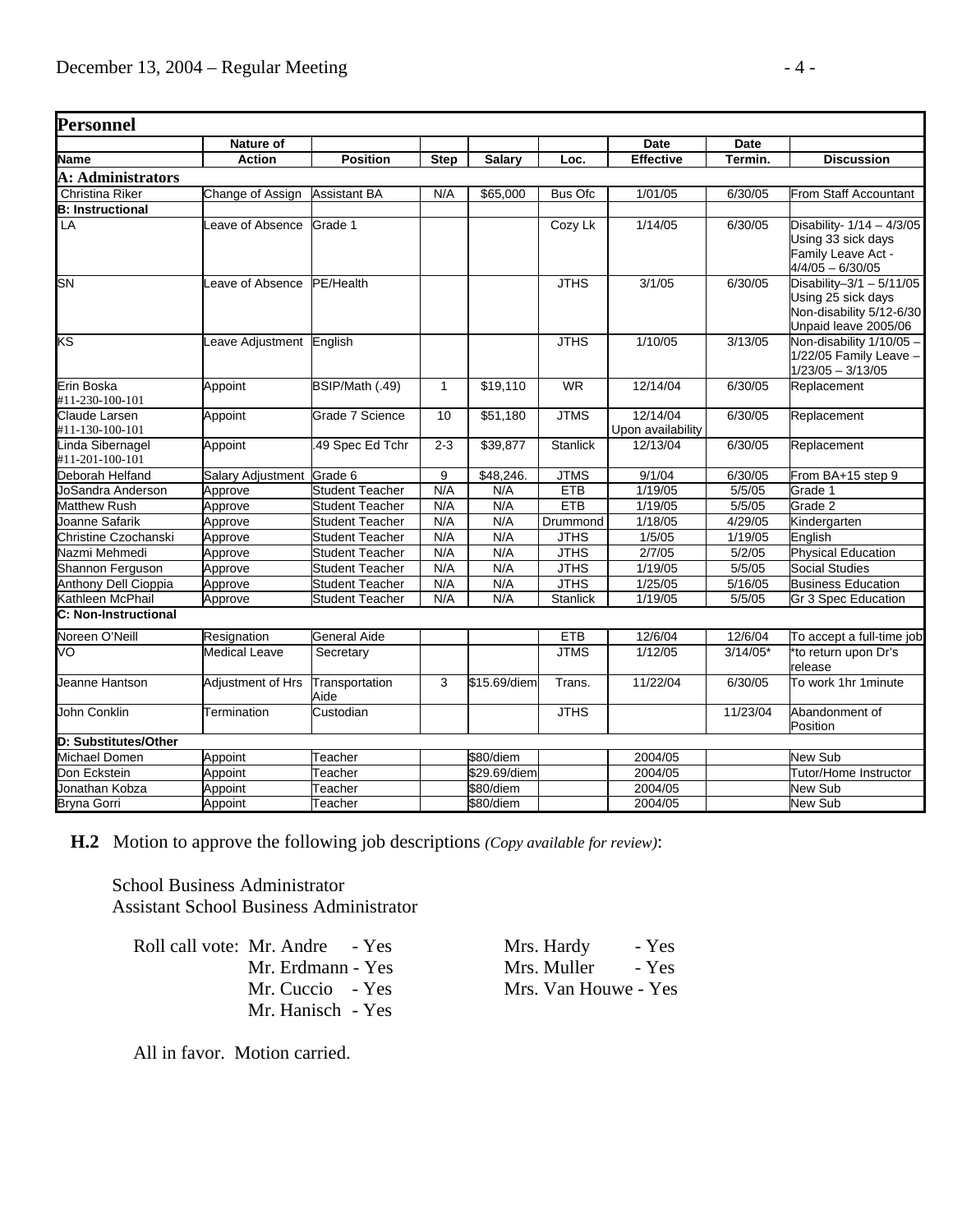## Personnel

| Name | Nature of Action | Position | Step | Salary | Loc. | Date Effective | Date Termin. | Discussion |
|---|---|---|---|---|---|---|---|---|
| **A: Administrators** | | | | | | | | |
| Christina Riker | Change of Assign | Assistant BA | N/A | $65,000 | Bus Ofc | 1/01/05 | 6/30/05 | From Staff Accountant |
| **B: Instructional** | | | | | | | | |
| LA | Leave of Absence | Grade 1 | | | Cozy Lk | 1/14/05 | 6/30/05 | Disability- 1/14 – 4/3/05 Using 33 sick days Family Leave Act - 4/4/05 – 6/30/05 |
| SN | Leave of Absence | PE/Health | | | JTHS | 3/1/05 | 6/30/05 | Disability–3/1 – 5/11/05 Using 25 sick days Non-disability 5/12-6/30 Unpaid leave 2005/06 |
| KS | Leave Adjustment | English | | | JTHS | 1/10/05 | 3/13/05 | Non-disability 1/10/05 – 1/22/05 Family Leave – 1/23/05 – 3/13/05 |
| Erin Boska #11-230-100-101 | Appoint | BSIP/Math (.49) | 1 | $19,110 | WR | 12/14/04 | 6/30/05 | Replacement |
| Claude Larsen #11-130-100-101 | Appoint | Grade 7 Science | 10 | $51,180 | JTMS | 12/14/04 Upon availability | 6/30/05 | Replacement |
| Linda Sibernagel #11-201-100-101 | Appoint | .49 Spec Ed Tchr | 2-3 | $39,877 | Stanlick | 12/13/04 | 6/30/05 | Replacement |
| Deborah Helfand | Salary Adjustment | Grade 6 | 9 | $48,246. | JTMS | 9/1/04 | 6/30/05 | From BA+15 step 9 |
| JoSandra Anderson | Approve | Student Teacher | N/A | N/A | ETB | 1/19/05 | 5/5/05 | Grade 1 |
| Matthew Rush | Approve | Student Teacher | N/A | N/A | ETB | 1/19/05 | 5/5/05 | Grade 2 |
| Joanne Safarik | Approve | Student Teacher | N/A | N/A | Drummond | 1/18/05 | 4/29/05 | Kindergarten |
| Christine Czochanski | Approve | Student Teacher | N/A | N/A | JTHS | 1/5/05 | 1/19/05 | English |
| Nazmi Mehmedi | Approve | Student Teacher | N/A | N/A | JTHS | 2/7/05 | 5/2/05 | Physical Education |
| Shannon Ferguson | Approve | Student Teacher | N/A | N/A | JTHS | 1/19/05 | 5/5/05 | Social Studies |
| Anthony Dell Cioppia | Approve | Student Teacher | N/A | N/A | JTHS | 1/25/05 | 5/16/05 | Business Education |
| Kathleen McPhail | Approve | Student Teacher | N/A | N/A | Stanlick | 1/19/05 | 5/5/05 | Gr 3 Spec Education |
| **C: Non-Instructional** | | | | | | | | |
| Noreen O'Neill | Resignation | General Aide | | | ETB | 12/6/04 | 12/6/04 | To accept a full-time job |
| VO | Medical Leave | Secretary | | | JTMS | 1/12/05 | 3/14/05* | *to return upon Dr's release |
| Jeanne Hantson | Adjustment of Hrs | Transportation Aide | 3 | $15.69/diem | Trans. | 11/22/04 | 6/30/05 | To work 1hr 1minute |
| John Conklin | Termination | Custodian | | | JTHS | | 11/23/04 | Abandonment of Position |
| **D: Substitutes/Other** | | | | | | | | |
| Michael Domen | Appoint | Teacher | | $80/diem | | 2004/05 | | New Sub |
| Don Eckstein | Appoint | Teacher | | $29.69/diem | | 2004/05 | | Tutor/Home Instructor |
| Jonathan Kobza | Appoint | Teacher | | $80/diem | | 2004/05 | | New Sub |
| Bryna Gorri | Appoint | Teacher | | $80/diem | | 2004/05 | | New Sub |

**H.2** Motion to approve the following job descriptions *(Copy available for review)*:

School Business Administrator
Assistant School Business Administrator

Roll call vote: Mr. Andre - Yes
Mr. Erdmann - Yes
Mr. Cuccio - Yes
Mr. Hanisch - Yes
Mrs. Hardy - Yes
Mrs. Muller - Yes
Mrs. Van Houwe - Yes

All in favor. Motion carried.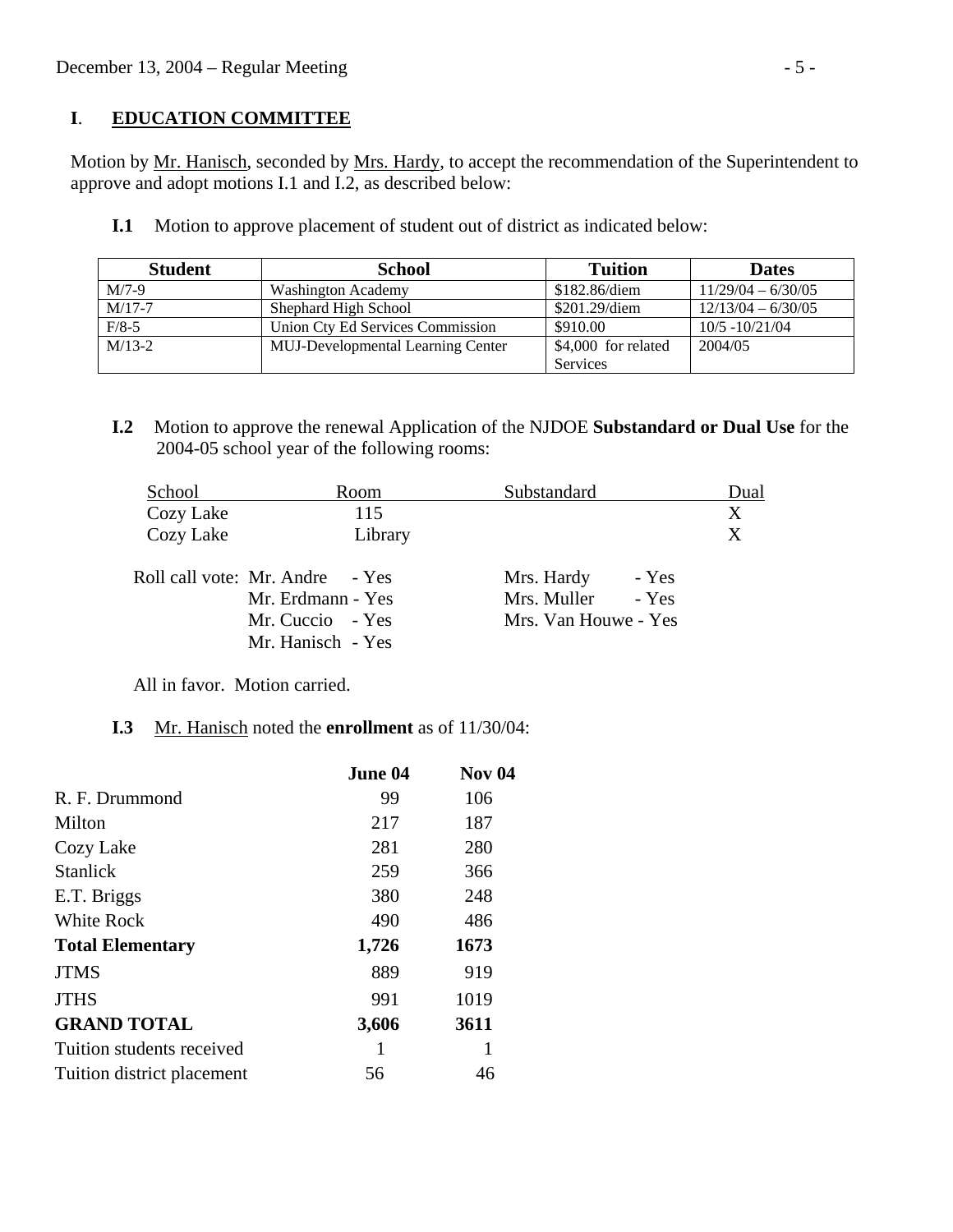## I. EDUCATION COMMITTEE

Motion by Mr. Hanisch, seconded by Mrs. Hardy, to accept the recommendation of the Superintendent to approve and adopt motions I.1 and I.2, as described below:

**I.1** Motion to approve placement of student out of district as indicated below:

| Student | School | Tuition | Dates |
|---|---|---|---|
| M/7-9 | Washington Academy | $182.86/diem | 11/29/04 – 6/30/05 |
| M/17-7 | Shephard High School | $201.29/diem | 12/13/04 – 6/30/05 |
| F/8-5 | Union Cty Ed Services Commission | $910.00 | 10/5 -10/21/04 |
| M/13-2 | MUJ-Developmental Learning Center | $4,000 for related Services | 2004/05 |

**I.2** Motion to approve the renewal Application of the NJDOE **Substandard or Dual Use** for the 2004-05 school year of the following rooms:

| School | Room | Substandard | Dual |
|---|---|---|---|
| Cozy Lake | 115 | | X |
| Cozy Lake | Library | | X |

Roll call vote:
- Mr. Andre - Yes
- Mr. Erdmann - Yes
- Mr. Cuccio - Yes
- Mr. Hanisch - Yes
- Mrs. Hardy - Yes
- Mrs. Muller - Yes
- Mrs. Van Houwe - Yes

All in favor. Motion carried.

**I.3** Mr. Hanisch noted the **enrollment** as of 11/30/04:

| | June 04 | Nov 04 |
|---|---|---|
| R. F. Drummond | 99 | 106 |
| Milton | 217 | 187 |
| Cozy Lake | 281 | 280 |
| Stanlick | 259 | 366 |
| E.T. Briggs | 380 | 248 |
| White Rock | 490 | 486 |
| **Total Elementary** | **1,726** | **1673** |
| JTMS | 889 | 919 |
| JTHS | 991 | 1019 |
| **GRAND TOTAL** | **3,606** | **3611** |
| Tuition students received | 1 | 1 |
| Tuition district placement | 56 | 46 |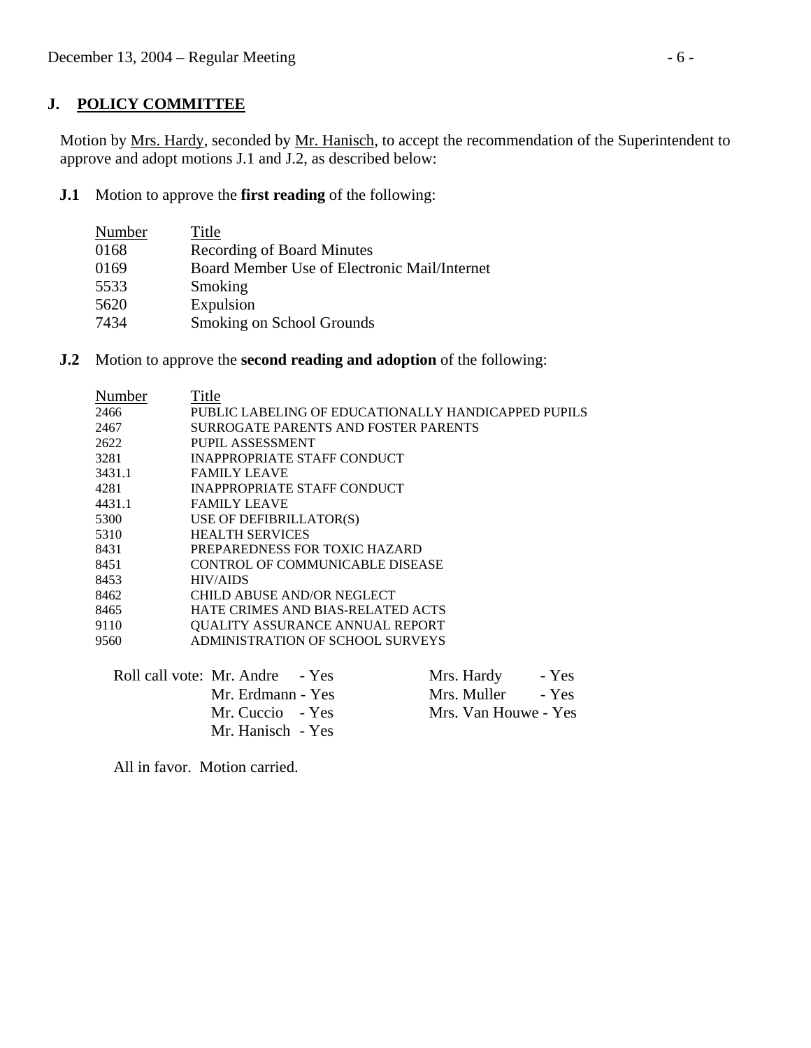## J. POLICY COMMITTEE

Motion by Mrs. Hardy, seconded by Mr. Hanisch, to accept the recommendation of the Superintendent to approve and adopt motions J.1 and J.2, as described below:

**J.1** Motion to approve the **first reading** of the following:

| Number | Title |
|---|---|
| 0168 | Recording of Board Minutes |
| 0169 | Board Member Use of Electronic Mail/Internet |
| 5533 | Smoking |
| 5620 | Expulsion |
| 7434 | Smoking on School Grounds |

**J.2** Motion to approve the **second reading and adoption** of the following:

| Number | Title |
|---|---|
| 2466 | PUBLIC LABELING OF EDUCATIONALLY HANDICAPPED PUPILS |
| 2467 | SURROGATE PARENTS AND FOSTER PARENTS |
| 2622 | PUPIL ASSESSMENT |
| 3281 | INAPPROPRIATE STAFF CONDUCT |
| 3431.1 | FAMILY LEAVE |
| 4281 | INAPPROPRIATE STAFF CONDUCT |
| 4431.1 | FAMILY LEAVE |
| 5300 | USE OF DEFIBRILLATOR(S) |
| 5310 | HEALTH SERVICES |
| 8431 | PREPAREDNESS FOR TOXIC HAZARD |
| 8451 | CONTROL OF COMMUNICABLE DISEASE |
| 8453 | HIV/AIDS |
| 8462 | CHILD ABUSE AND/OR NEGLECT |
| 8465 | HATE CRIMES AND BIAS-RELATED ACTS |
| 9110 | QUALITY ASSURANCE ANNUAL REPORT |
| 9560 | ADMINISTRATION OF SCHOOL SURVEYS |

Roll call vote:
- Mr. Andre - Yes
- Mr. Erdmann - Yes
- Mr. Cuccio - Yes
- Mr. Hanisch - Yes
- Mrs. Hardy - Yes
- Mrs. Muller - Yes
- Mrs. Van Houwe - Yes

All in favor. Motion carried.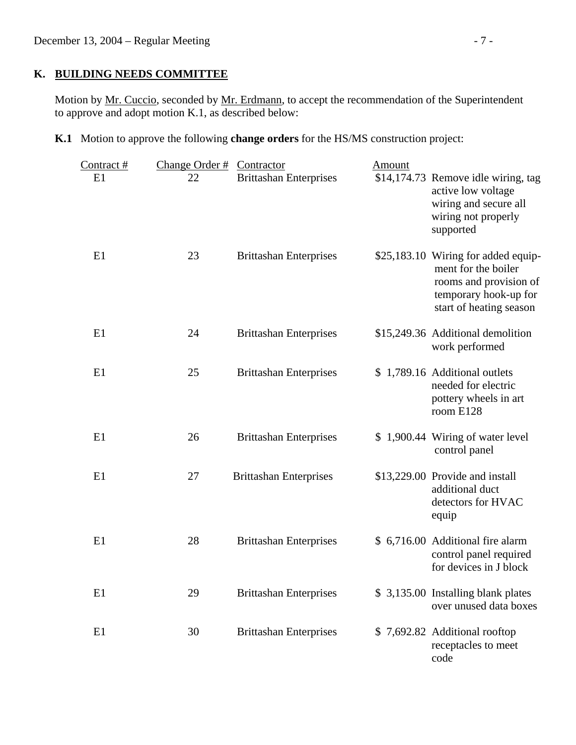## K. BUILDING NEEDS COMMITTEE

Motion by Mr. Cuccio, seconded by Mr. Erdmann, to accept the recommendation of the Superintendent to approve and adopt motion K.1, as described below:

**K.1** Motion to approve the following **change orders** for the HS/MS construction project:

| Contract # | Change Order # | Contractor | Amount | |
|---|---|---|---|---|
| E1 | 22 | Brittashan Enterprises | $14,174.73 | Remove idle wiring, tag active low voltage wiring and secure all wiring not properly supported |
| E1 | 23 | Brittashan Enterprises | $25,183.10 | Wiring for added equipment for the boiler rooms and provision of temporary hook-up for start of heating season |
| E1 | 24 | Brittashan Enterprises | $15,249.36 | Additional demolition work performed |
| E1 | 25 | Brittashan Enterprises | $ 1,789.16 | Additional outlets needed for electric pottery wheels in art room E128 |
| E1 | 26 | Brittashan Enterprises | $ 1,900.44 | Wiring of water level control panel |
| E1 | 27 | Brittashan Enterprises | $13,229.00 | Provide and install additional duct detectors for HVAC equip |
| E1 | 28 | Brittashan Enterprises | $ 6,716.00 | Additional fire alarm control panel required for devices in J block |
| E1 | 29 | Brittashan Enterprises | $ 3,135.00 | Installing blank plates over unused data boxes |
| E1 | 30 | Brittashan Enterprises | $ 7,692.82 | Additional rooftop receptacles to meet code |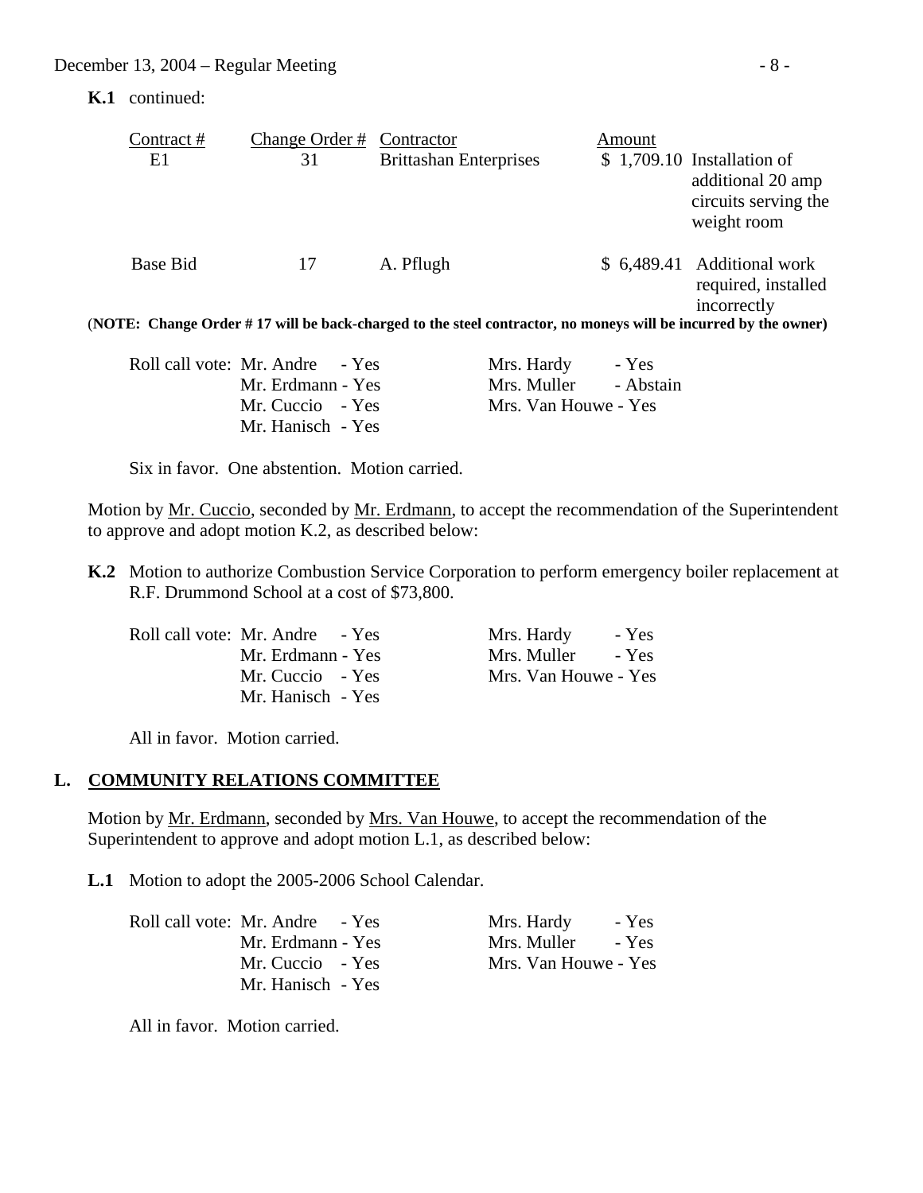**K.1** continued:

| Contract # | Change Order # | Contractor | Amount | |
|---|---|---|---|---|
| E1 | 31 | Brittashan Enterprises | $ 1,709.10 | Installation of additional 20 amp circuits serving the weight room |
| Base Bid | 17 | A. Pflugh | $ 6,489.41 | Additional work required, installed incorrectly |

(**NOTE: Change Order # 17 will be back-charged to the steel contractor, no moneys will be incurred by the owner)**

| Roll call vote: | Mr. Andre - Yes | Mrs. Hardy - Yes |
|---|---|---|
| | Mr. Erdmann - Yes | Mrs. Muller - Abstain |
| | Mr. Cuccio - Yes | Mrs. Van Houwe - Yes |
| | Mr. Hanisch - Yes | |

Six in favor. One abstention. Motion carried.

Motion by Mr. Cuccio, seconded by Mr. Erdmann, to accept the recommendation of the Superintendent to approve and adopt motion K.2, as described below:

**K.2** Motion to authorize Combustion Service Corporation to perform emergency boiler replacement at R.F. Drummond School at a cost of $73,800.

| Roll call vote: | Mr. Andre - Yes | Mrs. Hardy - Yes |
|---|---|---|
| | Mr. Erdmann - Yes | Mrs. Muller - Yes |
| | Mr. Cuccio - Yes | Mrs. Van Houwe - Yes |
| | Mr. Hanisch - Yes | |

All in favor. Motion carried.

## L. COMMUNITY RELATIONS COMMITTEE

Motion by Mr. Erdmann, seconded by Mrs. Van Houwe, to accept the recommendation of the Superintendent to approve and adopt motion L.1, as described below:

**L.1** Motion to adopt the 2005-2006 School Calendar.

| Roll call vote: | Mr. Andre - Yes | Mrs. Hardy - Yes |
|---|---|---|
| | Mr. Erdmann - Yes | Mrs. Muller - Yes |
| | Mr. Cuccio - Yes | Mrs. Van Houwe - Yes |
| | Mr. Hanisch - Yes | |

All in favor. Motion carried.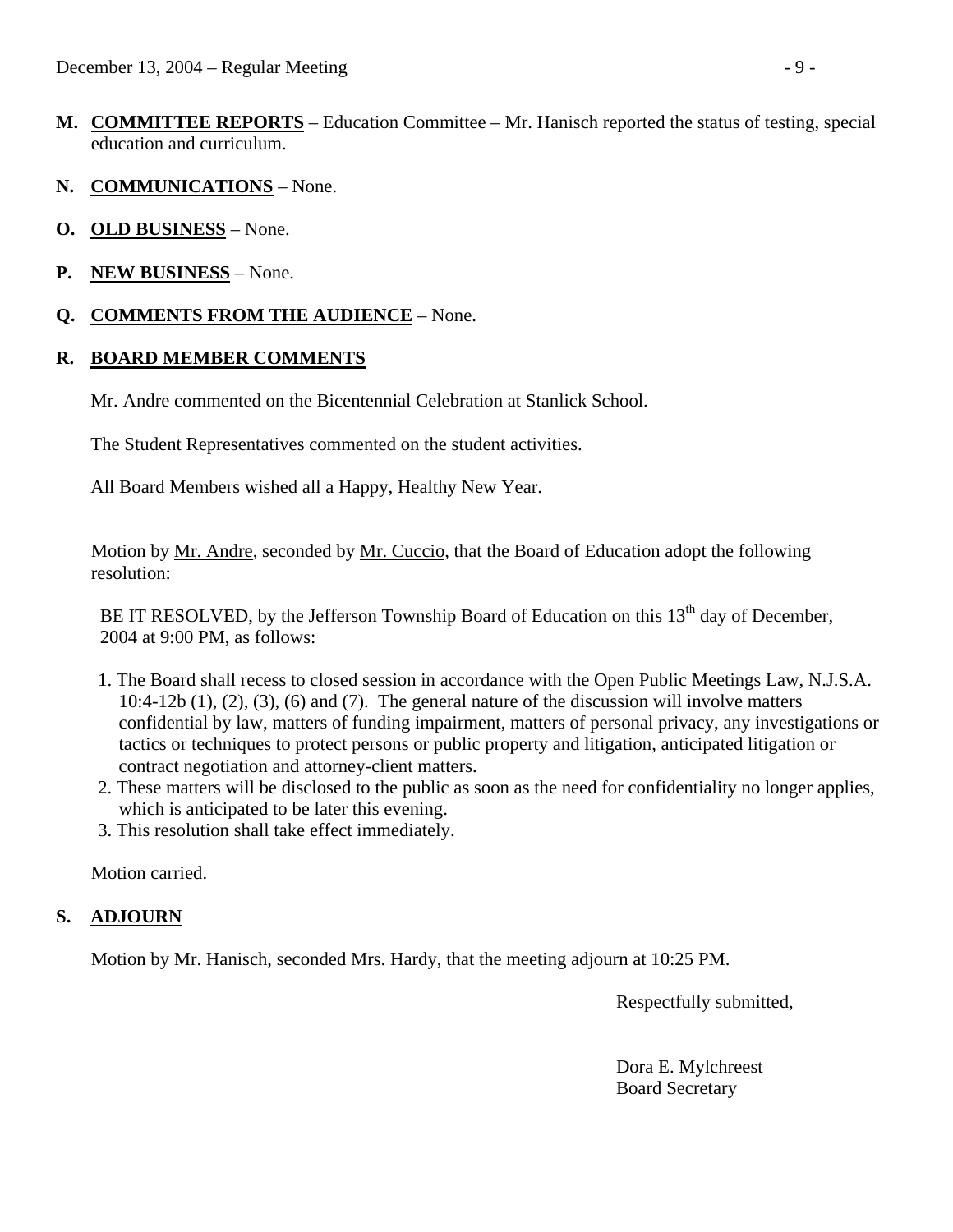**M. <u>COMMITTEE REPORTS</u>** – Education Committee – Mr. Hanisch reported the status of testing, special education and curriculum.

**N. <u>COMMUNICATIONS</u>** – None.

**O. <u>OLD BUSINESS</u>** – None.

**P. <u>NEW BUSINESS</u>** – None.

**Q. <u>COMMENTS FROM THE AUDIENCE</u>** – None.

**R. <u>BOARD MEMBER COMMENTS</u>**

Mr. Andre commented on the Bicentennial Celebration at Stanlick School.

The Student Representatives commented on the student activities.

All Board Members wished all a Happy, Healthy New Year.

Motion by <u>Mr. Andre</u>, seconded by <u>Mr. Cuccio</u>, that the Board of Education adopt the following resolution:

BE IT RESOLVED, by the Jefferson Township Board of Education on this 13th day of December, 2004 at <u>9:00</u> PM, as follows:

1. The Board shall recess to closed session in accordance with the Open Public Meetings Law, N.J.S.A. 10:4-12b (1), (2), (3), (6) and (7). The general nature of the discussion will involve matters confidential by law, matters of funding impairment, matters of personal privacy, any investigations or tactics or techniques to protect persons or public property and litigation, anticipated litigation or contract negotiation and attorney-client matters.
2. These matters will be disclosed to the public as soon as the need for confidentiality no longer applies, which is anticipated to be later this evening.
3. This resolution shall take effect immediately.

Motion carried.

**S. <u>ADJOURN</u>**

Motion by <u>Mr. Hanisch</u>, seconded <u>Mrs. Hardy</u>, that the meeting adjourn at <u>10:25</u> PM.

Respectfully submitted,

Dora E. Mylchreest
Board Secretary